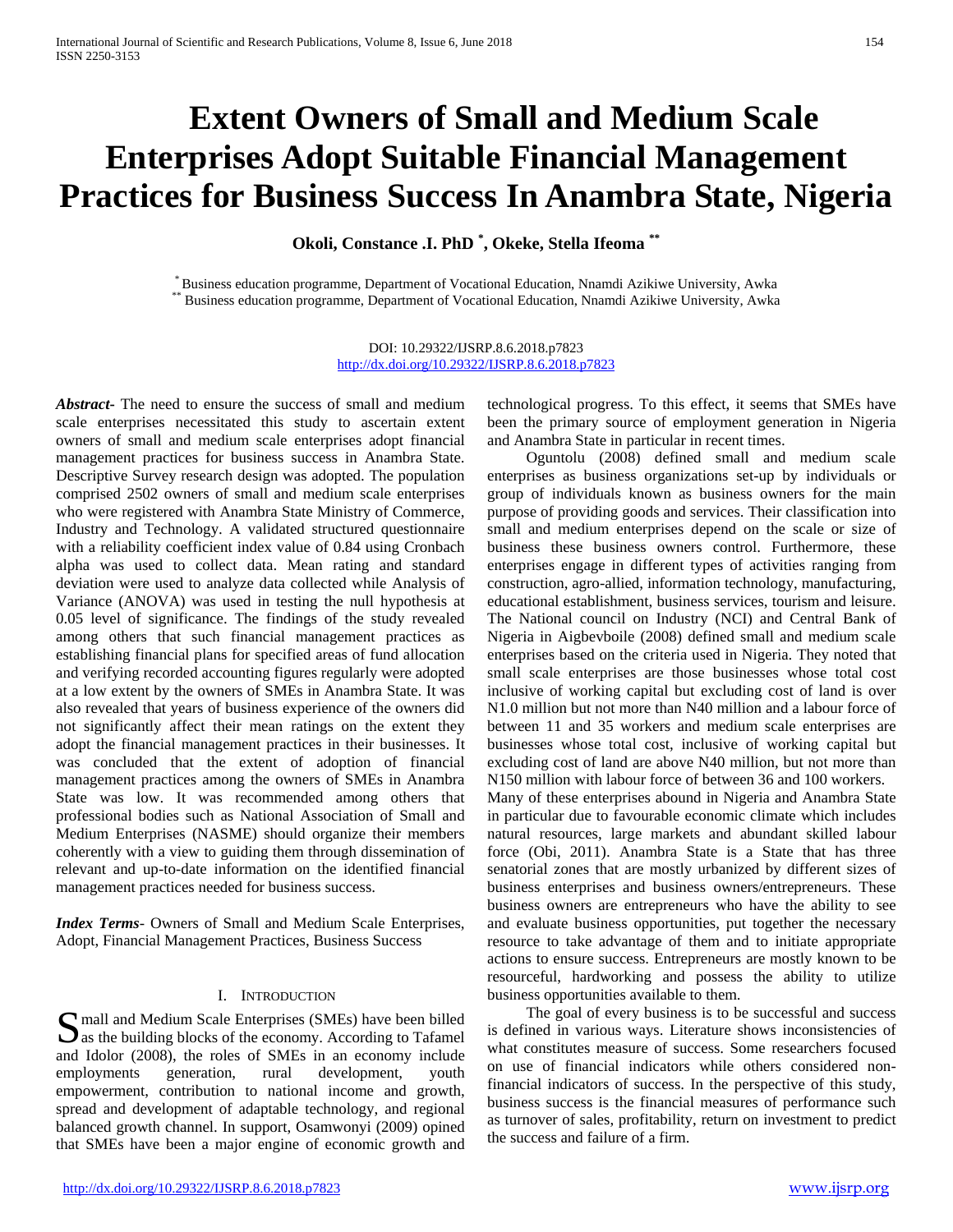# Extent Owners of Small and Medium Scale Enterprises Adopt Suitable Financial Management Practices for Business Success In Anambra State, Nigeria

**Okoli, Constance .I. PhD [*], Okeke, Stella Ifeoma [**]**

[*] Business education programme, Department of Vocational Education, Nnamdi Azikiwe University, Awka
[**] Business education programme, Department of Vocational Education, Nnamdi Azikiwe University, Awka

DOI: 10.29322/IJSRP.8.6.2018.p7823
http://dx.doi.org/10.29322/IJSRP.8.6.2018.p7823

***Abstract*-** The need to ensure the success of small and medium scale enterprises necessitated this study to ascertain extent owners of small and medium scale enterprises adopt financial management practices for business success in Anambra State. Descriptive Survey research design was adopted. The population comprised 2502 owners of small and medium scale enterprises who were registered with Anambra State Ministry of Commerce, Industry and Technology. A validated structured questionnaire with a reliability coefficient index value of 0.84 using Cronbach alpha was used to collect data. Mean rating and standard deviation were used to analyze data collected while Analysis of Variance (ANOVA) was used in testing the null hypothesis at 0.05 level of significance. The findings of the study revealed among others that such financial management practices as establishing financial plans for specified areas of fund allocation and verifying recorded accounting figures regularly were adopted at a low extent by the owners of SMEs in Anambra State. It was also revealed that years of business experience of the owners did not significantly affect their mean ratings on the extent they adopt the financial management practices in their businesses. It was concluded that the extent of adoption of financial management practices among the owners of SMEs in Anambra State was low. It was recommended among others that professional bodies such as National Association of Small and Medium Enterprises (NASME) should organize their members coherently with a view to guiding them through dissemination of relevant and up-to-date information on the identified financial management practices needed for business success.

***Index Terms*-** Owners of Small and Medium Scale Enterprises, Adopt, Financial Management Practices, Business Success

## I. Introduction

Small and Medium Scale Enterprises (SMEs) have been billed as the building blocks of the economy. According to Tafamel and Idolor (2008), the roles of SMEs in an economy include employments generation, rural development, youth empowerment, contribution to national income and growth, spread and development of adaptable technology, and regional balanced growth channel. In support, Osamwonyi (2009) opined that SMEs have been a major engine of economic growth and technological progress. To this effect, it seems that SMEs have been the primary source of employment generation in Nigeria and Anambra State in particular in recent times.

Oguntolu (2008) defined small and medium scale enterprises as business organizations set-up by individuals or group of individuals known as business owners for the main purpose of providing goods and services. Their classification into small and medium enterprises depend on the scale or size of business these business owners control. Furthermore, these enterprises engage in different types of activities ranging from construction, agro-allied, information technology, manufacturing, educational establishment, business services, tourism and leisure. The National council on Industry (NCI) and Central Bank of Nigeria in Aigbevboile (2008) defined small and medium scale enterprises based on the criteria used in Nigeria. They noted that small scale enterprises are those businesses whose total cost inclusive of working capital but excluding cost of land is over N1.0 million but not more than N40 million and a labour force of between 11 and 35 workers and medium scale enterprises are businesses whose total cost, inclusive of working capital but excluding cost of land are above N40 million, but not more than N150 million with labour force of between 36 and 100 workers.

Many of these enterprises abound in Nigeria and Anambra State in particular due to favourable economic climate which includes natural resources, large markets and abundant skilled labour force (Obi, 2011). Anambra State is a State that has three senatorial zones that are mostly urbanized by different sizes of business enterprises and business owners/entrepreneurs. These business owners are entrepreneurs who have the ability to see and evaluate business opportunities, put together the necessary resource to take advantage of them and to initiate appropriate actions to ensure success. Entrepreneurs are mostly known to be resourceful, hardworking and possess the ability to utilize business opportunities available to them.

The goal of every business is to be successful and success is defined in various ways. Literature shows inconsistencies of what constitutes measure of success. Some researchers focused on use of financial indicators while others considered non-financial indicators of success. In the perspective of this study, business success is the financial measures of performance such as turnover of sales, profitability, return on investment to predict the success and failure of a firm.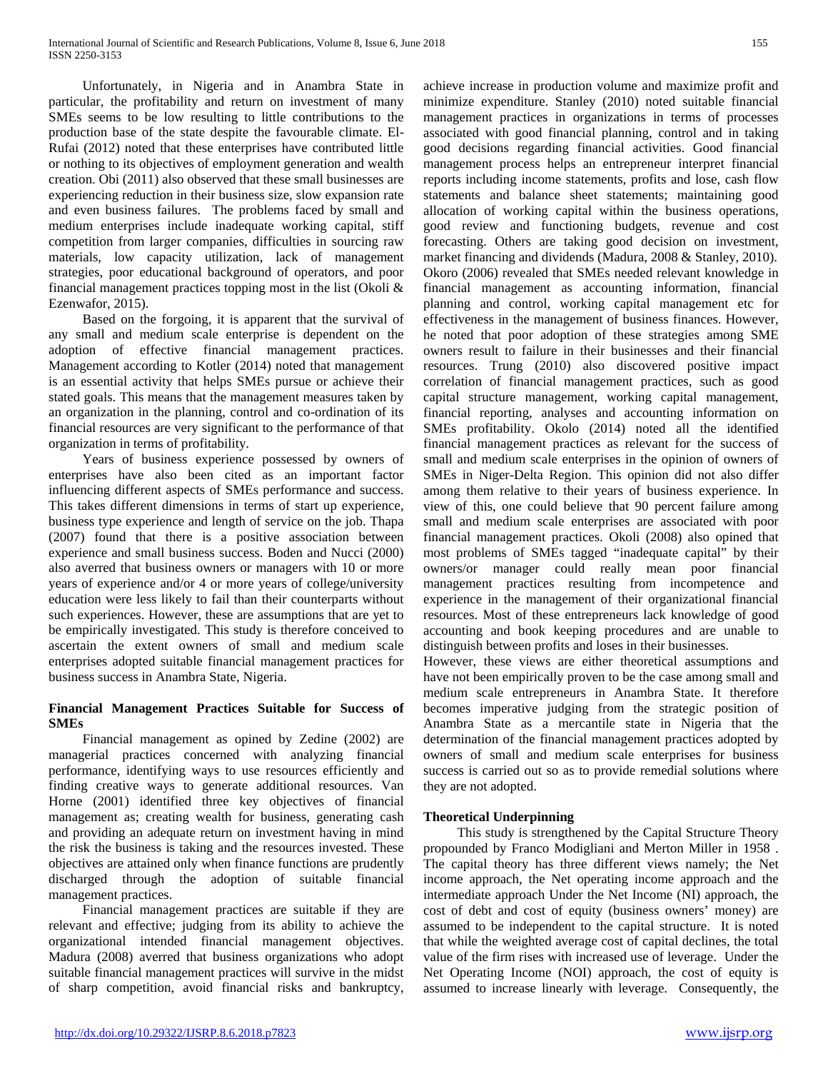Unfortunately, in Nigeria and in Anambra State in particular, the profitability and return on investment of many SMEs seems to be low resulting to little contributions to the production base of the state despite the favourable climate. El-Rufai (2012) noted that these enterprises have contributed little or nothing to its objectives of employment generation and wealth creation. Obi (2011) also observed that these small businesses are experiencing reduction in their business size, slow expansion rate and even business failures. The problems faced by small and medium enterprises include inadequate working capital, stiff competition from larger companies, difficulties in sourcing raw materials, low capacity utilization, lack of management strategies, poor educational background of operators, and poor financial management practices topping most in the list (Okoli & Ezenwafor, 2015).

Based on the forgoing, it is apparent that the survival of any small and medium scale enterprise is dependent on the adoption of effective financial management practices. Management according to Kotler (2014) noted that management is an essential activity that helps SMEs pursue or achieve their stated goals. This means that the management measures taken by an organization in the planning, control and co-ordination of its financial resources are very significant to the performance of that organization in terms of profitability.

Years of business experience possessed by owners of enterprises have also been cited as an important factor influencing different aspects of SMEs performance and success. This takes different dimensions in terms of start up experience, business type experience and length of service on the job. Thapa (2007) found that there is a positive association between experience and small business success. Boden and Nucci (2000) also averred that business owners or managers with 10 or more years of experience and/or 4 or more years of college/university education were less likely to fail than their counterparts without such experiences. However, these are assumptions that are yet to be empirically investigated. This study is therefore conceived to ascertain the extent owners of small and medium scale enterprises adopted suitable financial management practices for business success in Anambra State, Nigeria.

## Financial Management Practices Suitable for Success of SMEs

Financial management as opined by Zedine (2002) are managerial practices concerned with analyzing financial performance, identifying ways to use resources efficiently and finding creative ways to generate additional resources. Van Horne (2001) identified three key objectives of financial management as; creating wealth for business, generating cash and providing an adequate return on investment having in mind the risk the business is taking and the resources invested. These objectives are attained only when finance functions are prudently discharged through the adoption of suitable financial management practices.

Financial management practices are suitable if they are relevant and effective; judging from its ability to achieve the organizational intended financial management objectives. Madura (2008) averred that business organizations who adopt suitable financial management practices will survive in the midst of sharp competition, avoid financial risks and bankruptcy, achieve increase in production volume and maximize profit and minimize expenditure. Stanley (2010) noted suitable financial management practices in organizations in terms of processes associated with good financial planning, control and in taking good decisions regarding financial activities. Good financial management process helps an entrepreneur interpret financial reports including income statements, profits and lose, cash flow statements and balance sheet statements; maintaining good allocation of working capital within the business operations, good review and functioning budgets, revenue and cost forecasting. Others are taking good decision on investment, market financing and dividends (Madura, 2008 & Stanley, 2010). Okoro (2006) revealed that SMEs needed relevant knowledge in financial management as accounting information, financial planning and control, working capital management etc for effectiveness in the management of business finances. However, he noted that poor adoption of these strategies among SME owners result to failure in their businesses and their financial resources. Trung (2010) also discovered positive impact correlation of financial management practices, such as good capital structure management, working capital management, financial reporting, analyses and accounting information on SMEs profitability. Okolo (2014) noted all the identified financial management practices as relevant for the success of small and medium scale enterprises in the opinion of owners of SMEs in Niger-Delta Region. This opinion did not also differ among them relative to their years of business experience. In view of this, one could believe that 90 percent failure among small and medium scale enterprises are associated with poor financial management practices. Okoli (2008) also opined that most problems of SMEs tagged "inadequate capital" by their owners/or manager could really mean poor financial management practices resulting from incompetence and experience in the management of their organizational financial resources. Most of these entrepreneurs lack knowledge of good accounting and book keeping procedures and are unable to distinguish between profits and loses in their businesses.

However, these views are either theoretical assumptions and have not been empirically proven to be the case among small and medium scale entrepreneurs in Anambra State. It therefore becomes imperative judging from the strategic position of Anambra State as a mercantile state in Nigeria that the determination of the financial management practices adopted by owners of small and medium scale enterprises for business success is carried out so as to provide remedial solutions where they are not adopted.

## Theoretical Underpinning

This study is strengthened by the Capital Structure Theory propounded by Franco Modigliani and Merton Miller in 1958 . The capital theory has three different views namely; the Net income approach, the Net operating income approach and the intermediate approach Under the Net Income (NI) approach, the cost of debt and cost of equity (business owners' money) are assumed to be independent to the capital structure. It is noted that while the weighted average cost of capital declines, the total value of the firm rises with increased use of leverage. Under the Net Operating Income (NOI) approach, the cost of equity is assumed to increase linearly with leverage. Consequently, the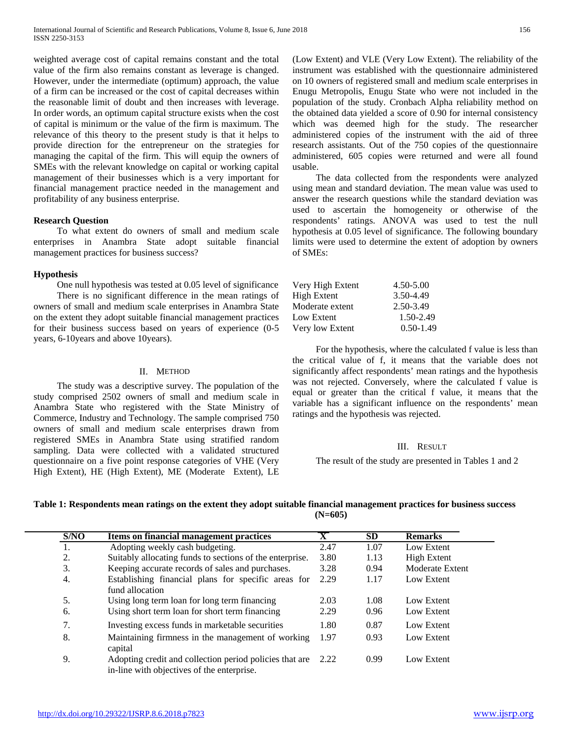weighted average cost of capital remains constant and the total value of the firm also remains constant as leverage is changed. However, under the intermediate (optimum) approach, the value of a firm can be increased or the cost of capital decreases within the reasonable limit of doubt and then increases with leverage. In order words, an optimum capital structure exists when the cost of capital is minimum or the value of the firm is maximum. The relevance of this theory to the present study is that it helps to provide direction for the entrepreneur on the strategies for managing the capital of the firm. This will equip the owners of SMEs with the relevant knowledge on capital or working capital management of their businesses which is a very important for financial management practice needed in the management and profitability of any business enterprise.

**Research Question**

To what extent do owners of small and medium scale enterprises in Anambra State adopt suitable financial management practices for business success?

**Hypothesis**

One null hypothesis was tested at 0.05 level of significance

There is no significant difference in the mean ratings of owners of small and medium scale enterprises in Anambra State on the extent they adopt suitable financial management practices for their business success based on years of experience (0-5 years, 6-10years and above 10years).

## II. Method

The study was a descriptive survey. The population of the study comprised 2502 owners of small and medium scale in Anambra State who registered with the State Ministry of Commerce, Industry and Technology. The sample comprised 750 owners of small and medium scale enterprises drawn from registered SMEs in Anambra State using stratified random sampling. Data were collected with a validated structured questionnaire on a five point response categories of VHE (Very High Extent), HE (High Extent), ME (Moderate Extent), LE (Low Extent) and VLE (Very Low Extent). The reliability of the instrument was established with the questionnaire administered on 10 owners of registered small and medium scale enterprises in Enugu Metropolis, Enugu State who were not included in the population of the study. Cronbach Alpha reliability method on the obtained data yielded a score of 0.90 for internal consistency which was deemed high for the study. The researcher administered copies of the instrument with the aid of three research assistants. Out of the 750 copies of the questionnaire administered, 605 copies were returned and were all found usable.

The data collected from the respondents were analyzed using mean and standard deviation. The mean value was used to answer the research questions while the standard deviation was used to ascertain the homogeneity or otherwise of the respondents' ratings. ANOVA was used to test the null hypothesis at 0.05 level of significance. The following boundary limits were used to determine the extent of adoption by owners of SMEs:

| | |
|---|---|
| Very High Extent | 4.50-5.00 |
| High Extent | 3.50-4.49 |
| Moderate extent | 2.50-3.49 |
| Low Extent | 1.50-2.49 |
| Very low Extent | 0.50-1.49 |

For the hypothesis, where the calculated f value is less than the critical value of f, it means that the variable does not significantly affect respondents' mean ratings and the hypothesis was not rejected. Conversely, where the calculated f value is equal or greater than the critical f value, it means that the variable has a significant influence on the respondents' mean ratings and the hypothesis was rejected.

## III. Result

The result of the study are presented in Tables 1 and 2

**Table 1: Respondents mean ratings on the extent they adopt suitable financial management practices for business success (N=605)**

| S/NO | Items on financial management practices | $\bar{X}$ | SD | Remarks |
|---|---|---|---|---|
| 1. | Adopting weekly cash budgeting. | 2.47 | 1.07 | Low Extent |
| 2. | Suitably allocating funds to sections of the enterprise. | 3.80 | 1.13 | High Extent |
| 3. | Keeping accurate records of sales and purchases. | 3.28 | 0.94 | Moderate Extent |
| 4. | Establishing financial plans for specific areas for fund allocation | 2.29 | 1.17 | Low Extent |
| 5. | Using long term loan for long term financing | 2.03 | 1.08 | Low Extent |
| 6. | Using short term loan for short term financing | 2.29 | 0.96 | Low Extent |
| 7. | Investing excess funds in marketable securities | 1.80 | 0.87 | Low Extent |
| 8. | Maintaining firmness in the management of working capital | 1.97 | 0.93 | Low Extent |
| 9. | Adopting credit and collection period policies that are in-line with objectives of the enterprise. | 2.22 | 0.99 | Low Extent |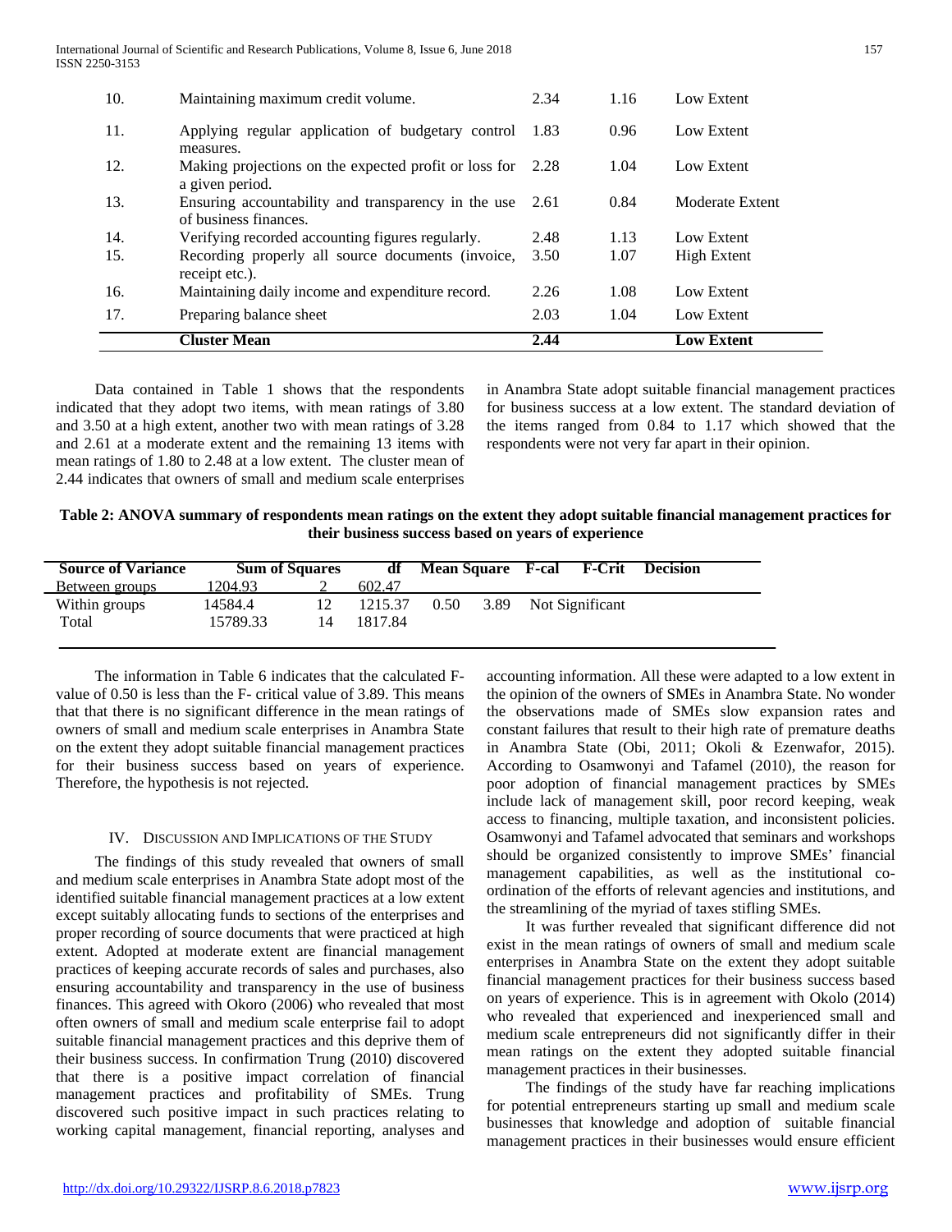| | | | | |
|---|---|---|---|---|
| 10. | Maintaining maximum credit volume. | 2.34 | 1.16 | Low Extent |
| 11. | Applying regular application of budgetary control measures. | 1.83 | 0.96 | Low Extent |
| 12. | Making projections on the expected profit or loss for a given period. | 2.28 | 1.04 | Low Extent |
| 13. | Ensuring accountability and transparency in the use of business finances. | 2.61 | 0.84 | Moderate Extent |
| 14. | Verifying recorded accounting figures regularly. | 2.48 | 1.13 | Low Extent |
| 15. | Recording properly all source documents (invoice, receipt etc.). | 3.50 | 1.07 | High Extent |
| 16. | Maintaining daily income and expenditure record. | 2.26 | 1.08 | Low Extent |
| 17. | Preparing balance sheet | 2.03 | 1.04 | Low Extent |
| | **Cluster Mean** | **2.44** | | **Low Extent** |

Data contained in Table 1 shows that the respondents indicated that they adopt two items, with mean ratings of 3.80 and 3.50 at a high extent, another two with mean ratings of 3.28 and 2.61 at a moderate extent and the remaining 13 items with mean ratings of 1.80 to 2.48 at a low extent. The cluster mean of 2.44 indicates that owners of small and medium scale enterprises in Anambra State adopt suitable financial management practices for business success at a low extent. The standard deviation of the items ranged from 0.84 to 1.17 which showed that the respondents were not very far apart in their opinion.

**Table 2: ANOVA summary of respondents mean ratings on the extent they adopt suitable financial management practices for their business success based on years of experience**

| Source of Variance | Sum of Squares | df | Mean Square | F-cal | F-Crit | Decision |
|---|---|---|---|---|---|---|
| Between groups | 1204.93 | 2 | 602.47 | | | |
| Within groups | 14584.4 | 12 | 1215.37 | 0.50 | 3.89 | Not Significant |
| Total | 15789.33 | 14 | 1817.84 | | | |

The information in Table 6 indicates that the calculated F-value of 0.50 is less than the F- critical value of 3.89. This means that that there is no significant difference in the mean ratings of owners of small and medium scale enterprises in Anambra State on the extent they adopt suitable financial management practices for their business success based on years of experience. Therefore, the hypothesis is not rejected.

## IV. Discussion and Implications of the Study

The findings of this study revealed that owners of small and medium scale enterprises in Anambra State adopt most of the identified suitable financial management practices at a low extent except suitably allocating funds to sections of the enterprises and proper recording of source documents that were practiced at high extent. Adopted at moderate extent are financial management practices of keeping accurate records of sales and purchases, also ensuring accountability and transparency in the use of business finances. This agreed with Okoro (2006) who revealed that most often owners of small and medium scale enterprise fail to adopt suitable financial management practices and this deprive them of their business success. In confirmation Trung (2010) discovered that there is a positive impact correlation of financial management practices and profitability of SMEs. Trung discovered such positive impact in such practices relating to working capital management, financial reporting, analyses and accounting information. All these were adapted to a low extent in the opinion of the owners of SMEs in Anambra State. No wonder the observations made of SMEs slow expansion rates and constant failures that result to their high rate of premature deaths in Anambra State (Obi, 2011; Okoli & Ezenwafor, 2015). According to Osamwonyi and Tafamel (2010), the reason for poor adoption of financial management practices by SMEs include lack of management skill, poor record keeping, weak access to financing, multiple taxation, and inconsistent policies. Osamwonyi and Tafamel advocated that seminars and workshops should be organized consistently to improve SMEs' financial management capabilities, as well as the institutional co-ordination of the efforts of relevant agencies and institutions, and the streamlining of the myriad of taxes stifling SMEs.

It was further revealed that significant difference did not exist in the mean ratings of owners of small and medium scale enterprises in Anambra State on the extent they adopt suitable financial management practices for their business success based on years of experience. This is in agreement with Okolo (2014) who revealed that experienced and inexperienced small and medium scale entrepreneurs did not significantly differ in their mean ratings on the extent they adopted suitable financial management practices in their businesses.

The findings of the study have far reaching implications for potential entrepreneurs starting up small and medium scale businesses that knowledge and adoption of suitable financial management practices in their businesses would ensure efficient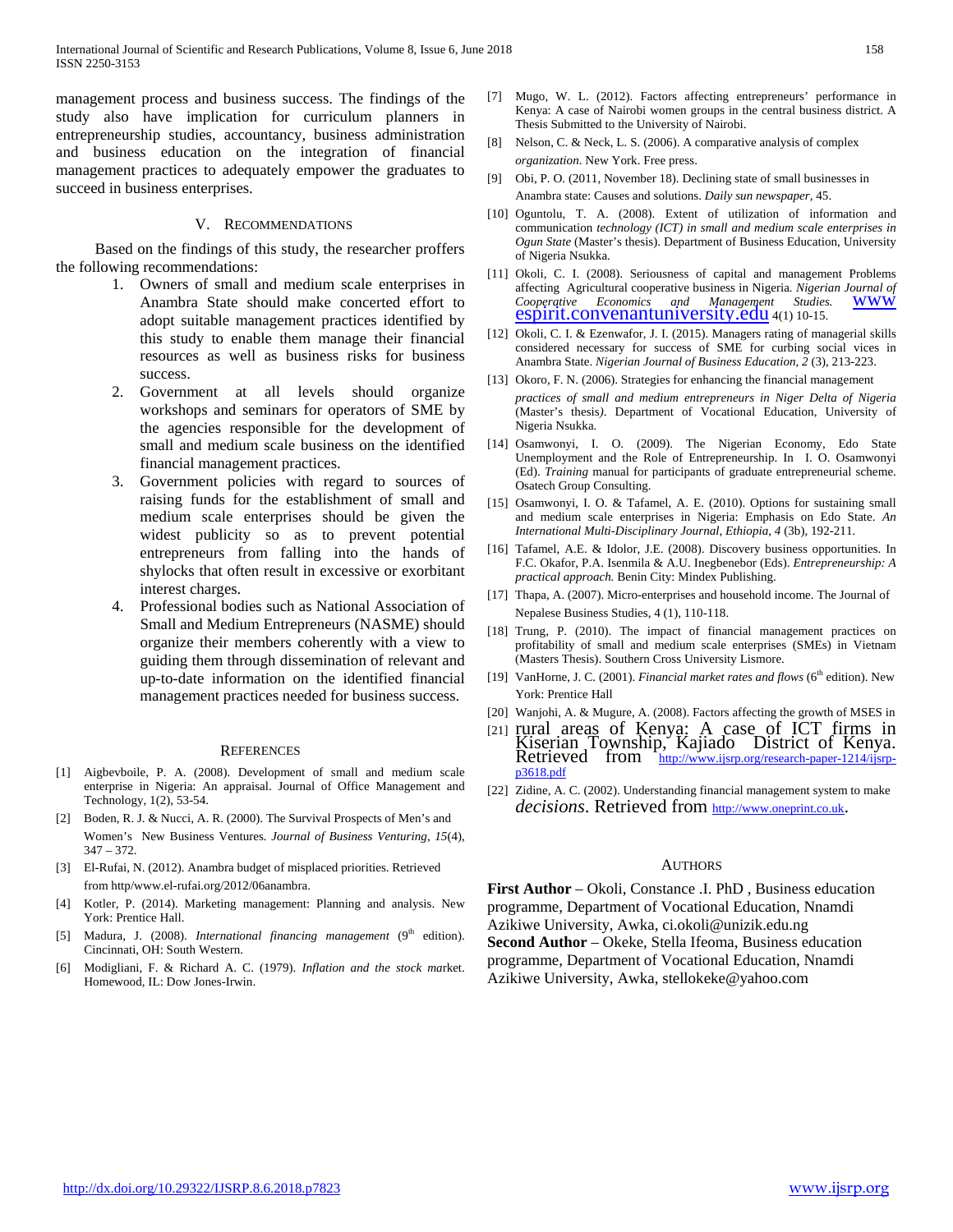management process and business success. The findings of the study also have implication for curriculum planners in entrepreneurship studies, accountancy, business administration and business education on the integration of financial management practices to adequately empower the graduates to succeed in business enterprises.

## V. Recommendations

Based on the findings of this study, the researcher proffers the following recommendations:

1. Owners of small and medium scale enterprises in Anambra State should make concerted effort to adopt suitable management practices identified by this study to enable them manage their financial resources as well as business risks for business success.
2. Government at all levels should organize workshops and seminars for operators of SME by the agencies responsible for the development of small and medium scale business on the identified financial management practices.
3. Government policies with regard to sources of raising funds for the establishment of small and medium scale enterprises should be given the widest publicity so as to prevent potential entrepreneurs from falling into the hands of shylocks that often result in excessive or exorbitant interest charges.
4. Professional bodies such as National Association of Small and Medium Entrepreneurs (NASME) should organize their members coherently with a view to guiding them through dissemination of relevant and up-to-date information on the identified financial management practices needed for business success.

## References

[1] Aigbevboile, P. A. (2008). Development of small and medium scale enterprise in Nigeria: An appraisal. Journal of Office Management and Technology, 1(2), 53-54.

[2] Boden, R. J. & Nucci, A. R. (2000). The Survival Prospects of Men's and Women's New Business Ventures. *Journal of Business Venturing, 15*(4), 347 – 372.

[3] El-Rufai, N. (2012). Anambra budget of misplaced priorities. Retrieved from http/www.el-rufai.org/2012/06anambra.

[4] Kotler, P. (2014). Marketing management: Planning and analysis. New York: Prentice Hall.

[5] Madura, J. (2008). *International financing management* (9th edition). Cincinnati, OH: South Western.

[6] Modigliani, F. & Richard A. C. (1979). *Inflation and the stock mar*ket. Homewood, IL: Dow Jones-Irwin.

[7] Mugo, W. L. (2012). Factors affecting entrepreneurs' performance in Kenya: A case of Nairobi women groups in the central business district. A Thesis Submitted to the University of Nairobi.

[8] Nelson, C. & Neck, L. S. (2006). A comparative analysis of complex *organization*. New York. Free press.

[9] Obi, P. O. (2011, November 18). Declining state of small businesses in Anambra state: Causes and solutions. *Daily sun newspaper*, 45.

[10] Oguntolu, T. A. (2008). Extent of utilization of information and communication *technology (ICT) in small and medium scale enterprises in Ogun State* (Master's thesis). Department of Business Education, University of Nigeria Nsukka.

[11] Okoli, C. I. (2008). Seriousness of capital and management Problems affecting Agricultural cooperative business in Nigeria. *Nigerian Journal of Cooperative Economics and Management Studies.* www espirit.convenantuniversity.edu 4(1) 10-15.

[12] Okoli, C. I. & Ezenwafor, J. I. (2015). Managers rating of managerial skills considered necessary for success of SME for curbing social vices in Anambra State. *Nigerian Journal of Business Education, 2* (3), 213-223.

[13] Okoro, F. N. (2006). Strategies for enhancing the financial management *practices of small and medium entrepreneurs in Niger Delta of Nigeria* (Master's thesis*)*. Department of Vocational Education, University of Nigeria Nsukka.

[14] Osamwonyi, I. O. (2009). The Nigerian Economy, Edo State Unemployment and the Role of Entrepreneurship. In I. O. Osamwonyi (Ed). *Training* manual for participants of graduate entrepreneurial scheme. Osatech Group Consulting.

[15] Osamwonyi, I. O. & Tafamel, A. E. (2010). Options for sustaining small and medium scale enterprises in Nigeria: Emphasis on Edo State. *An International Multi-Disciplinary Journal, Ethiopia, 4* (3b), 192-211.

[16] Tafamel, A.E. & Idolor, J.E. (2008). Discovery business opportunities. In F.C. Okafor, P.A. Isenmila & A.U. Inegbenebor (Eds). *Entrepreneurship: A practical approach.* Benin City: Mindex Publishing.

[17] Thapa, A. (2007). Micro-enterprises and household income. The Journal of Nepalese Business Studies, 4 (1), 110-118.

[18] Trung, P. (2010). The impact of financial management practices on profitability of small and medium scale enterprises (SMEs) in Vietnam (Masters Thesis). Southern Cross University Lismore.

[19] VanHorne, J. C. (2001). *Financial market rates and flows* (6th edition). New York: Prentice Hall

[20] Wanjohi, A. & Mugure, A. (2008). Factors affecting the growth of MSES in

[21] rural areas of Kenya: A case of ICT firms in Kiserian Township, Kajiado District of Kenya. Retrieved from http://www.ijsrp.org/research-paper-1214/ijsrp-p3618.pdf

[22] Zidine, A. C. (2002). Understanding financial management system to make *decisions*. Retrieved from http://www.oneprint.co.uk.

## Authors

**First Author** – Okoli, Constance .I. PhD , Business education programme, Department of Vocational Education, Nnamdi Azikiwe University, Awka, ci.okoli@unizik.edu.ng

**Second Author** – Okeke, Stella Ifeoma, Business education programme, Department of Vocational Education, Nnamdi Azikiwe University, Awka, stellokeke@yahoo.com